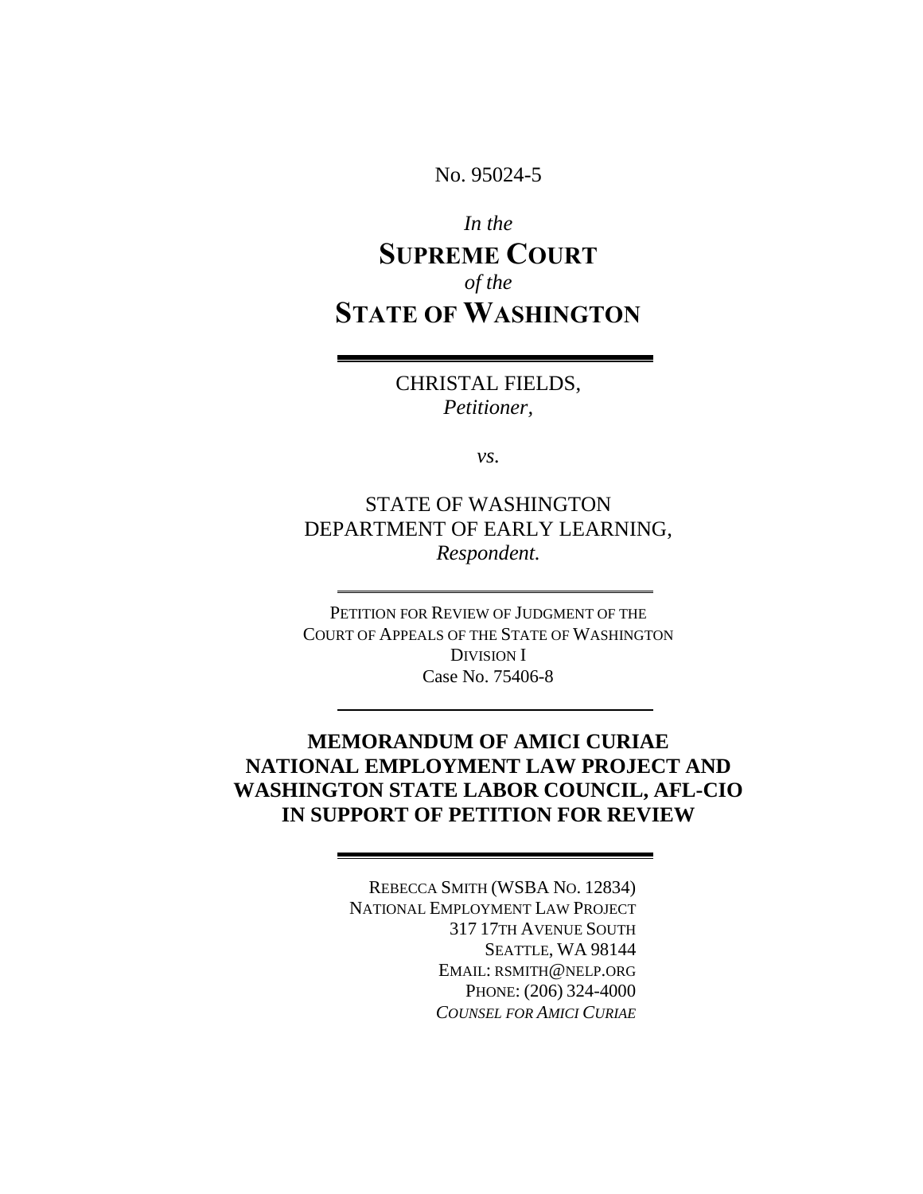No. 95024-5

*In the*

# SUPREME COURT

*of the*

# STATE OF WASHINGTON

---

CHRISTAL FIELDS,
*Petitioner,*

*vs.*

STATE OF WASHINGTON
DEPARTMENT OF EARLY LEARNING,
*Respondent.*

---

PETITION FOR REVIEW OF JUDGMENT OF THE
COURT OF APPEALS OF THE STATE OF WASHINGTON
DIVISION I
Case No. 75406-8

---

**MEMORANDUM OF AMICI CURIAE
NATIONAL EMPLOYMENT LAW PROJECT AND
WASHINGTON STATE LABOR COUNCIL, AFL-CIO
IN SUPPORT OF PETITION FOR REVIEW**

---

REBECCA SMITH (WSBA NO. 12834)
NATIONAL EMPLOYMENT LAW PROJECT
317 17TH AVENUE SOUTH
SEATTLE, WA 98144
EMAIL: RSMITH@NELP.ORG
PHONE: (206) 324-4000
*COUNSEL FOR AMICI CURIAE*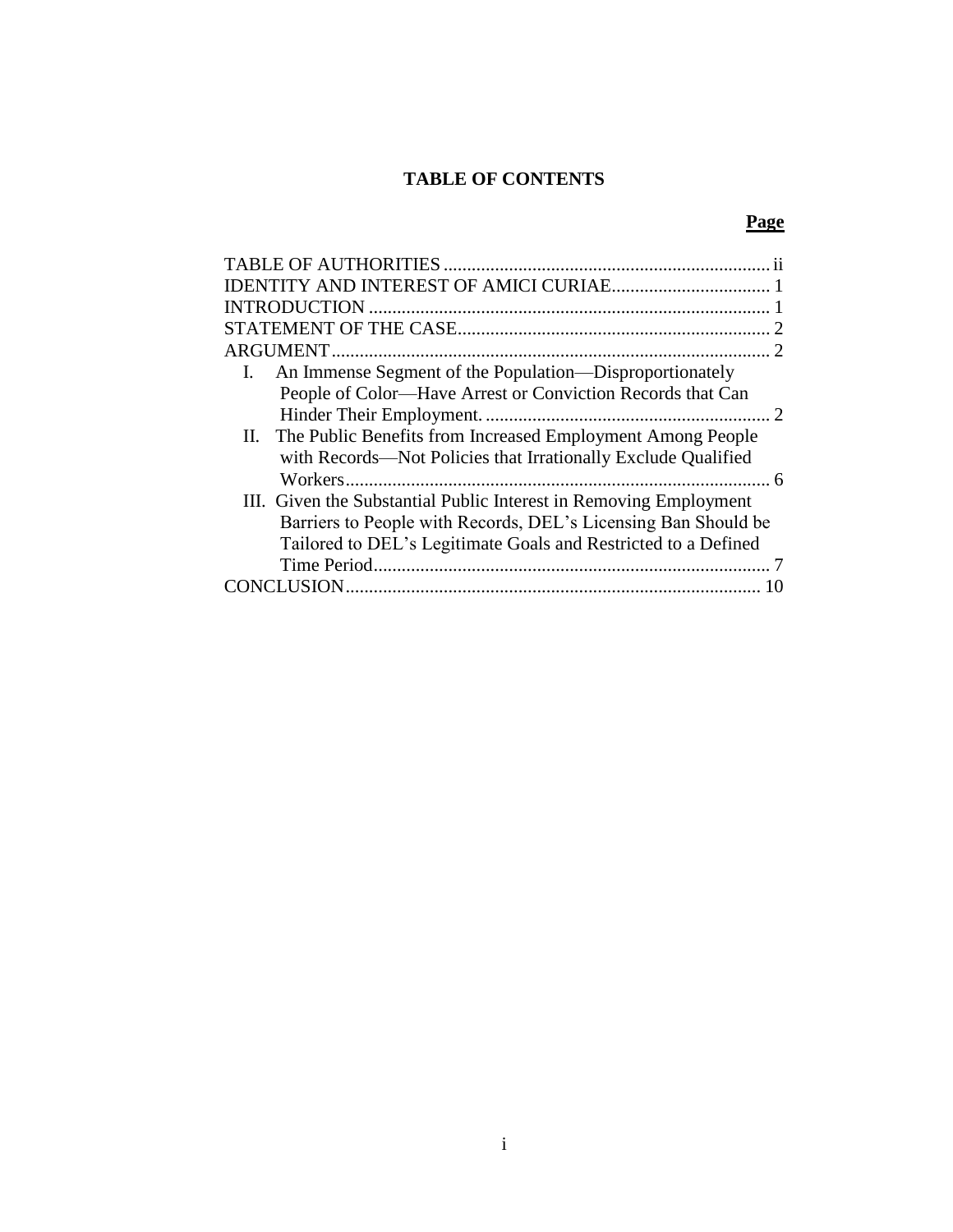# TABLE OF CONTENTS

| | Page |
|---|---|
| TABLE OF AUTHORITIES | ii |
| IDENTITY AND INTEREST OF AMICI CURIAE | 1 |
| INTRODUCTION | 1 |
| STATEMENT OF THE CASE | 2 |
| ARGUMENT | 2 |
| I. An Immense Segment of the Population—Disproportionately People of Color—Have Arrest or Conviction Records that Can Hinder Their Employment. | 2 |
| II. The Public Benefits from Increased Employment Among People with Records—Not Policies that Irrationally Exclude Qualified Workers | 6 |
| III. Given the Substantial Public Interest in Removing Employment Barriers to People with Records, DEL's Licensing Ban Should be Tailored to DEL's Legitimate Goals and Restricted to a Defined Time Period | 7 |
| CONCLUSION | 10 |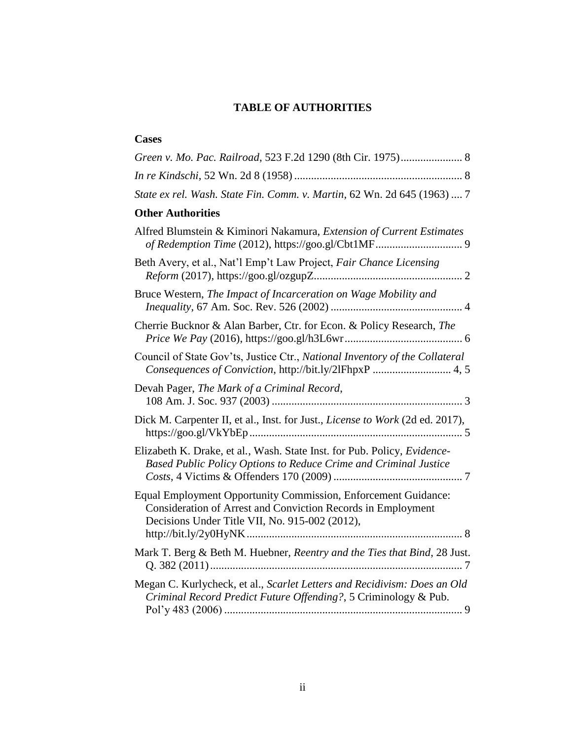# TABLE OF AUTHORITIES

## Cases

*Green v. Mo. Pac. Railroad*, 523 F.2d 1290 (8th Cir. 1975) ...................... 8

*In re Kindschi*, 52 Wn. 2d 8 (1958) ........................................................... 8

*State ex rel. Wash. State Fin. Comm. v. Martin*, 62 Wn. 2d 645 (1963) .... 7

## Other Authorities

Alfred Blumstein & Kiminori Nakamura, *Extension of Current Estimates of Redemption Time* (2012), https://goo.gl/Cbt1MF ............................... 9

Beth Avery, et al., Nat'l Emp't Law Project, *Fair Chance Licensing Reform* (2017), https://goo.gl/ozgupZ..................................................... 2

Bruce Western, *The Impact of Incarceration on Wage Mobility and Inequality*, 67 Am. Soc. Rev. 526 (2002) ............................................... 4

Cherrie Bucknor & Alan Barber, Ctr. for Econ. & Policy Research, *The Price We Pay* (2016), https://goo.gl/h3L6wr .......................................... 6

Council of State Gov'ts, Justice Ctr., *National Inventory of the Collateral Consequences of Conviction*, http://bit.ly/2lFhpxP ............................ 4, 5

Devah Pager, *The Mark of a Criminal Record*, 108 Am. J. Soc. 937 (2003) .................................................................... 3

Dick M. Carpenter II, et al., Inst. for Just., *License to Work* (2d ed. 2017), https://goo.gl/VkYbEp ............................................................................ 5

Elizabeth K. Drake, et al., Wash. State Inst. for Pub. Policy, *Evidence-Based Public Policy Options to Reduce Crime and Criminal Justice Costs*, 4 Victims & Offenders 170 (2009) .............................................. 7

Equal Employment Opportunity Commission, Enforcement Guidance: Consideration of Arrest and Conviction Records in Employment Decisions Under Title VII, No. 915-002 (2012), http://bit.ly/2y0HyNK ............................................................................ 8

Mark T. Berg & Beth M. Huebner, *Reentry and the Ties that Bind*, 28 Just. Q. 382 (2011) ......................................................................................... 7

Megan C. Kurlycheck, et al., *Scarlet Letters and Recidivism: Does an Old Criminal Record Predict Future Offending?*, 5 Criminology & Pub. Pol'y 483 (2006) ..................................................................................... 9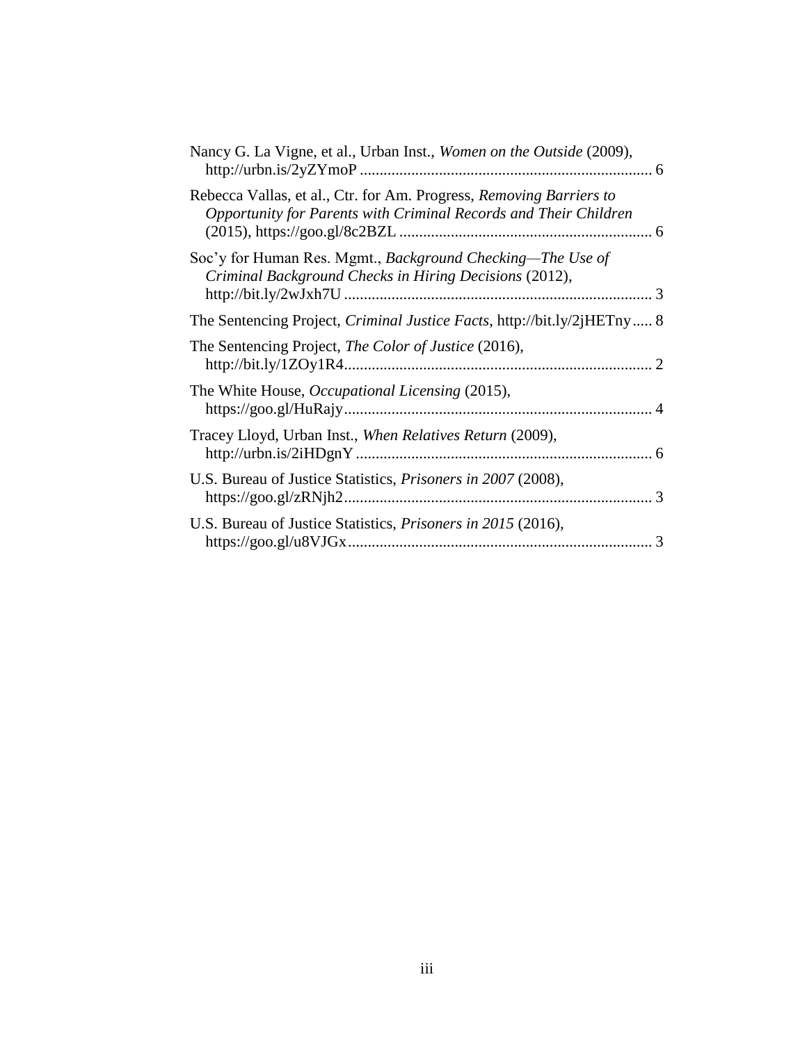Nancy G. La Vigne, et al., Urban Inst., *Women on the Outside* (2009), http://urbn.is/2yZYmoP ......................................................................... 6

Rebecca Vallas, et al., Ctr. for Am. Progress, *Removing Barriers to Opportunity for Parents with Criminal Records and Their Children* (2015), https://goo.gl/8c2BZL ............................................................... 6

Soc'y for Human Res. Mgmt., *Background Checking—The Use of Criminal Background Checks in Hiring Decisions* (2012), http://bit.ly/2wJxh7U ............................................................................ 3

The Sentencing Project, *Criminal Justice Facts*, http://bit.ly/2jHETny..... 8

The Sentencing Project, *The Color of Justice* (2016), http://bit.ly/1ZOy1R4............................................................................. 2

The White House, *Occupational Licensing* (2015), https://goo.gl/HuRajy............................................................................. 4

Tracey Lloyd, Urban Inst., *When Relatives Return* (2009), http://urbn.is/2iHDgnY ........................................................................... 6

U.S. Bureau of Justice Statistics, *Prisoners in 2007* (2008), https://goo.gl/zRNjh2............................................................................. 3

U.S. Bureau of Justice Statistics, *Prisoners in 2015* (2016), https://goo.gl/u8VJGx............................................................................ 3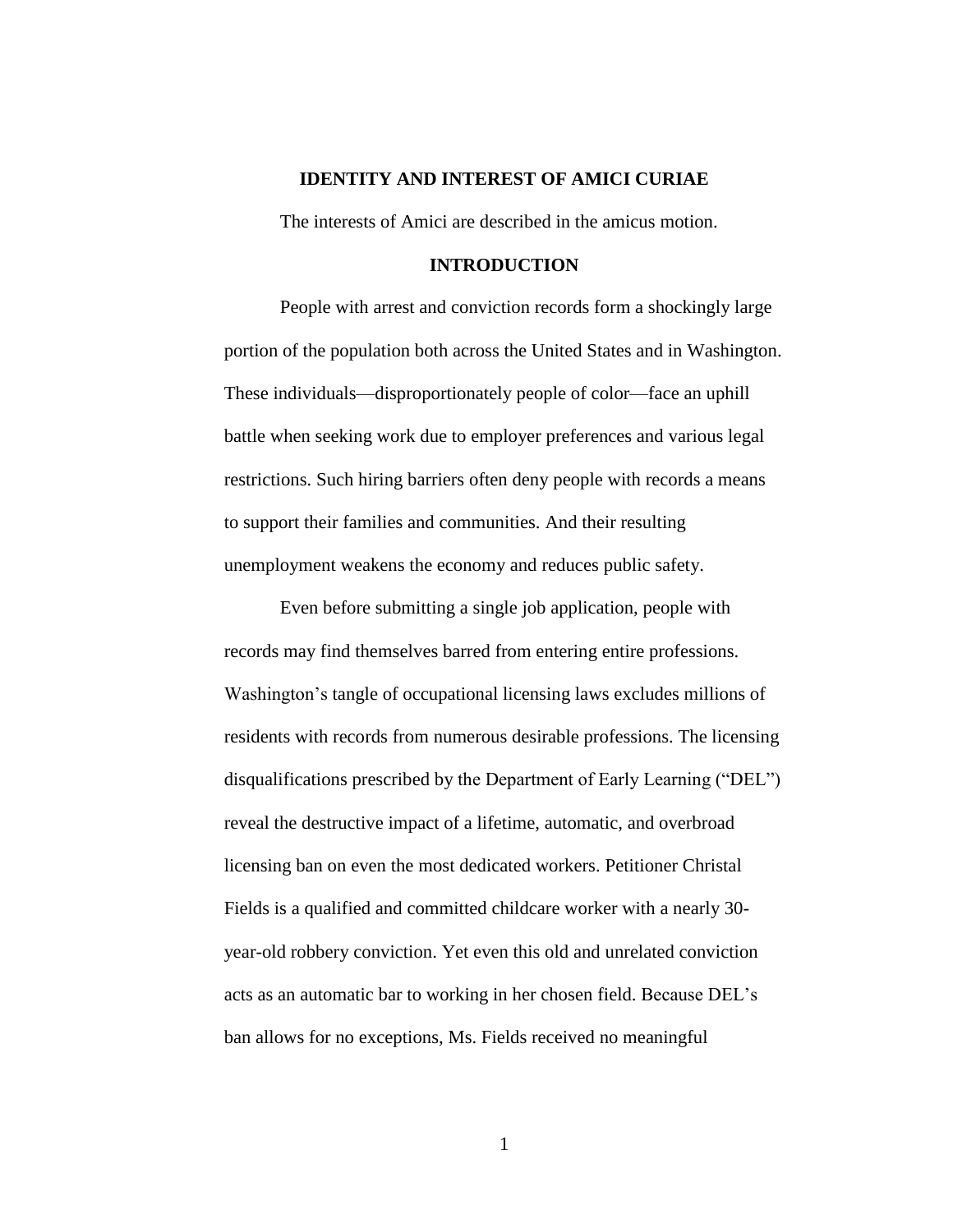## IDENTITY AND INTEREST OF AMICI CURIAE

The interests of Amici are described in the amicus motion.

## INTRODUCTION

People with arrest and conviction records form a shockingly large portion of the population both across the United States and in Washington. These individuals—disproportionately people of color—face an uphill battle when seeking work due to employer preferences and various legal restrictions. Such hiring barriers often deny people with records a means to support their families and communities. And their resulting unemployment weakens the economy and reduces public safety.

Even before submitting a single job application, people with records may find themselves barred from entering entire professions. Washington's tangle of occupational licensing laws excludes millions of residents with records from numerous desirable professions. The licensing disqualifications prescribed by the Department of Early Learning ("DEL") reveal the destructive impact of a lifetime, automatic, and overbroad licensing ban on even the most dedicated workers. Petitioner Christal Fields is a qualified and committed childcare worker with a nearly 30-year-old robbery conviction. Yet even this old and unrelated conviction acts as an automatic bar to working in her chosen field. Because DEL's ban allows for no exceptions, Ms. Fields received no meaningful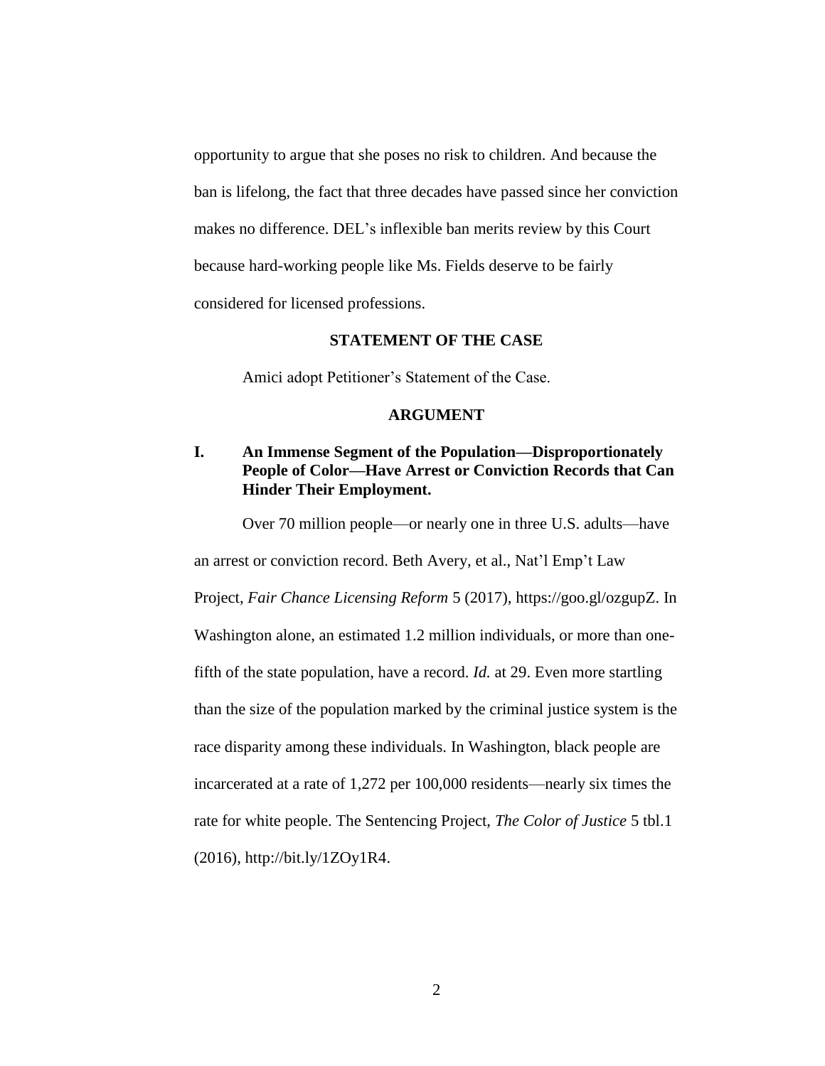opportunity to argue that she poses no risk to children. And because the ban is lifelong, the fact that three decades have passed since her conviction makes no difference. DEL's inflexible ban merits review by this Court because hard-working people like Ms. Fields deserve to be fairly considered for licensed professions.

## STATEMENT OF THE CASE

Amici adopt Petitioner's Statement of the Case.

## ARGUMENT

### I. An Immense Segment of the Population—Disproportionately People of Color—Have Arrest or Conviction Records that Can Hinder Their Employment.

Over 70 million people—or nearly one in three U.S. adults—have an arrest or conviction record. Beth Avery, et al., Nat'l Emp't Law Project, *Fair Chance Licensing Reform* 5 (2017), https://goo.gl/ozgupZ. In Washington alone, an estimated 1.2 million individuals, or more than one-fifth of the state population, have a record. *Id.* at 29. Even more startling than the size of the population marked by the criminal justice system is the race disparity among these individuals. In Washington, black people are incarcerated at a rate of 1,272 per 100,000 residents—nearly six times the rate for white people. The Sentencing Project, *The Color of Justice* 5 tbl.1 (2016), http://bit.ly/1ZOy1R4.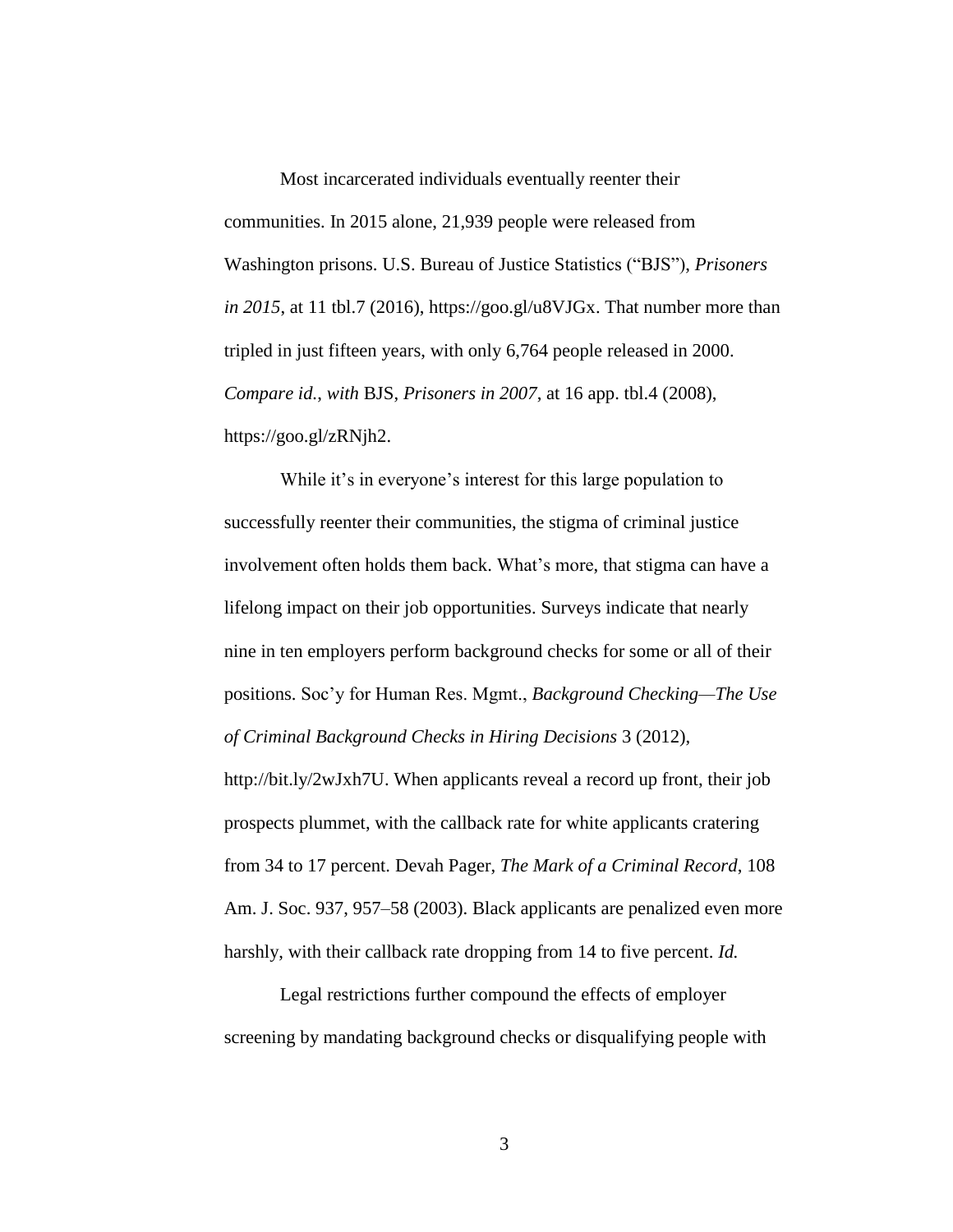Most incarcerated individuals eventually reenter their communities. In 2015 alone, 21,939 people were released from Washington prisons. U.S. Bureau of Justice Statistics ("BJS"), *Prisoners in 2015*, at 11 tbl.7 (2016), https://goo.gl/u8VJGx. That number more than tripled in just fifteen years, with only 6,764 people released in 2000. *Compare id.*, *with* BJS, *Prisoners in 2007*, at 16 app. tbl.4 (2008), https://goo.gl/zRNjh2.

While it's in everyone's interest for this large population to successfully reenter their communities, the stigma of criminal justice involvement often holds them back. What's more, that stigma can have a lifelong impact on their job opportunities. Surveys indicate that nearly nine in ten employers perform background checks for some or all of their positions. Soc'y for Human Res. Mgmt., *Background Checking—The Use of Criminal Background Checks in Hiring Decisions* 3 (2012), http://bit.ly/2wJxh7U. When applicants reveal a record up front, their job prospects plummet, with the callback rate for white applicants cratering from 34 to 17 percent. Devah Pager, *The Mark of a Criminal Record*, 108 Am. J. Soc. 937, 957–58 (2003). Black applicants are penalized even more harshly, with their callback rate dropping from 14 to five percent. *Id.*

Legal restrictions further compound the effects of employer screening by mandating background checks or disqualifying people with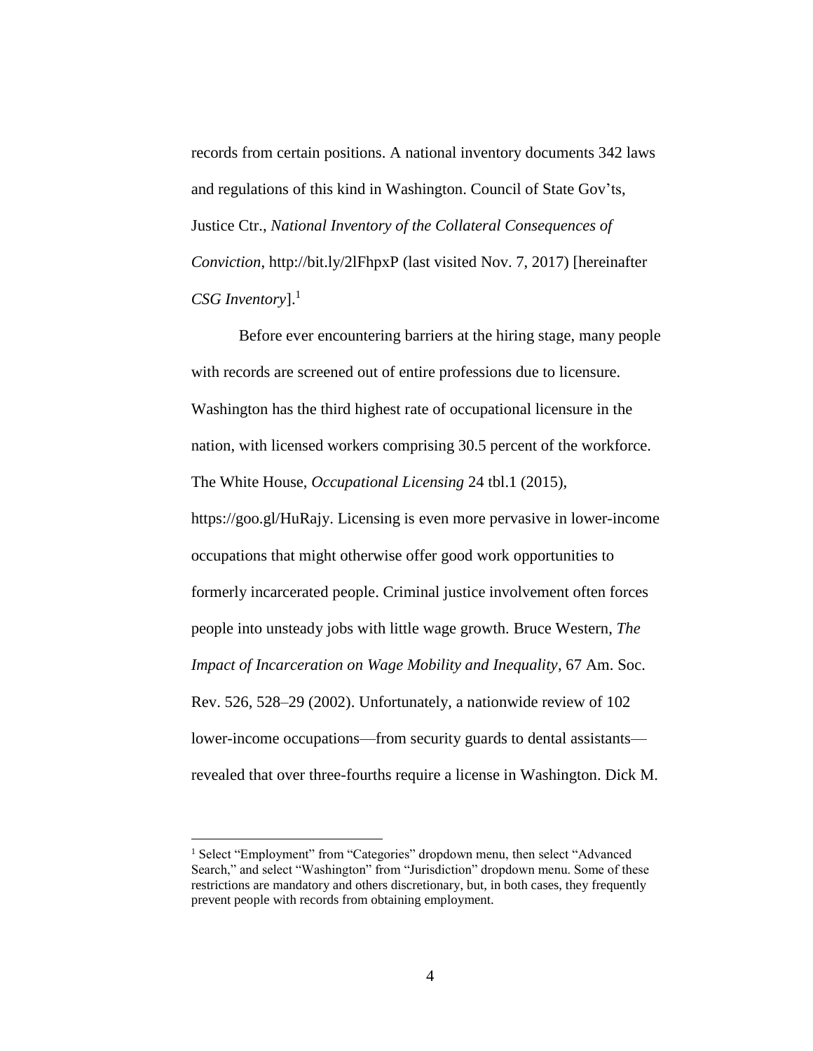records from certain positions. A national inventory documents 342 laws and regulations of this kind in Washington. Council of State Gov'ts, Justice Ctr., *National Inventory of the Collateral Consequences of Conviction*, http://bit.ly/2lFhpxP (last visited Nov. 7, 2017) [hereinafter *CSG Inventory*].[1]

Before ever encountering barriers at the hiring stage, many people with records are screened out of entire professions due to licensure. Washington has the third highest rate of occupational licensure in the nation, with licensed workers comprising 30.5 percent of the workforce. The White House, *Occupational Licensing* 24 tbl.1 (2015), https://goo.gl/HuRajy. Licensing is even more pervasive in lower-income occupations that might otherwise offer good work opportunities to formerly incarcerated people. Criminal justice involvement often forces people into unsteady jobs with little wage growth. Bruce Western, *The Impact of Incarceration on Wage Mobility and Inequality*, 67 Am. Soc. Rev. 526, 528–29 (2002). Unfortunately, a nationwide review of 102 lower-income occupations—from security guards to dental assistants—revealed that over three-fourths require a license in Washington. Dick M.

---

[1] Select "Employment" from "Categories" dropdown menu, then select "Advanced Search," and select "Washington" from "Jurisdiction" dropdown menu. Some of these restrictions are mandatory and others discretionary, but, in both cases, they frequently prevent people with records from obtaining employment.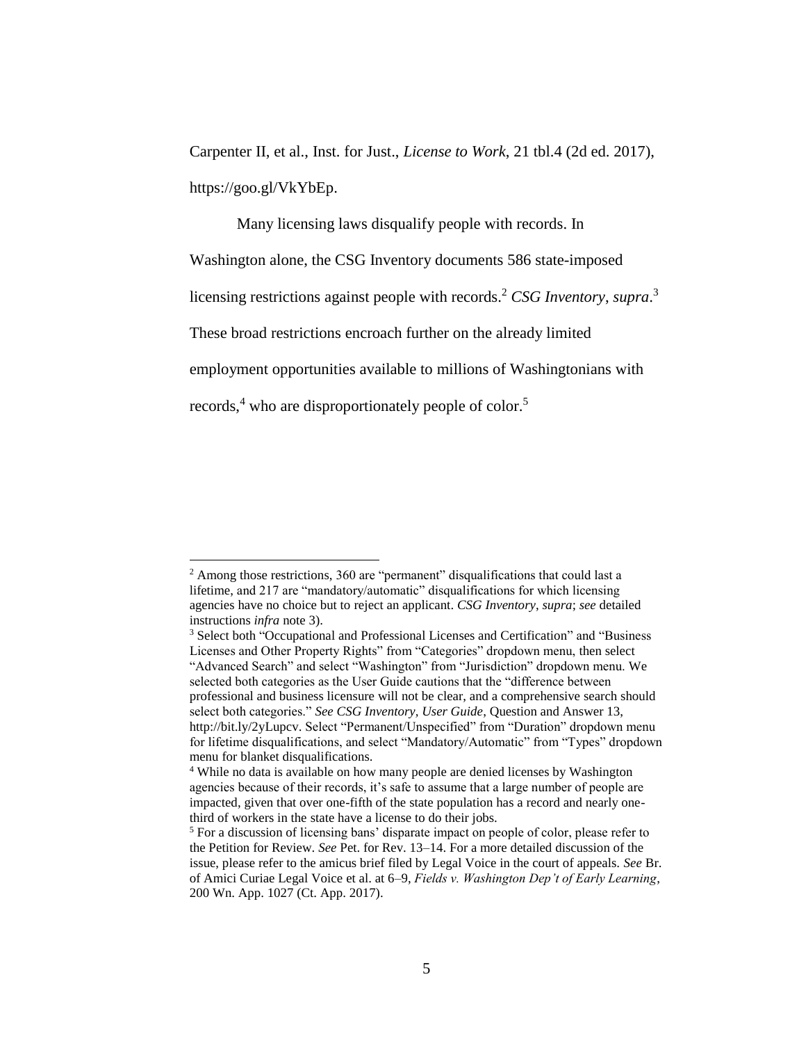Carpenter II, et al., Inst. for Just., *License to Work*, 21 tbl.4 (2d ed. 2017), https://goo.gl/VkYbEp.

Many licensing laws disqualify people with records. In Washington alone, the CSG Inventory documents 586 state-imposed licensing restrictions against people with records.[2] *CSG Inventory*, *supra*.[3] These broad restrictions encroach further on the already limited employment opportunities available to millions of Washingtonians with records,[4] who are disproportionately people of color.[5]

---

[2] Among those restrictions, 360 are "permanent" disqualifications that could last a lifetime, and 217 are "mandatory/automatic" disqualifications for which licensing agencies have no choice but to reject an applicant. *CSG Inventory*, *supra*; *see* detailed instructions *infra* note 3).

[3] Select both "Occupational and Professional Licenses and Certification" and "Business Licenses and Other Property Rights" from "Categories" dropdown menu, then select "Advanced Search" and select "Washington" from "Jurisdiction" dropdown menu. We selected both categories as the User Guide cautions that the "difference between professional and business licensure will not be clear, and a comprehensive search should select both categories." *See CSG Inventory, User Guide*, Question and Answer 13, http://bit.ly/2yLupcv. Select "Permanent/Unspecified" from "Duration" dropdown menu for lifetime disqualifications, and select "Mandatory/Automatic" from "Types" dropdown menu for blanket disqualifications.

[4] While no data is available on how many people are denied licenses by Washington agencies because of their records, it's safe to assume that a large number of people are impacted, given that over one-fifth of the state population has a record and nearly one-third of workers in the state have a license to do their jobs.

[5] For a discussion of licensing bans' disparate impact on people of color, please refer to the Petition for Review. *See* Pet. for Rev. 13–14. For a more detailed discussion of the issue, please refer to the amicus brief filed by Legal Voice in the court of appeals. *See* Br. of Amici Curiae Legal Voice et al. at 6–9, *Fields v. Washington Dep't of Early Learning*, 200 Wn. App. 1027 (Ct. App. 2017).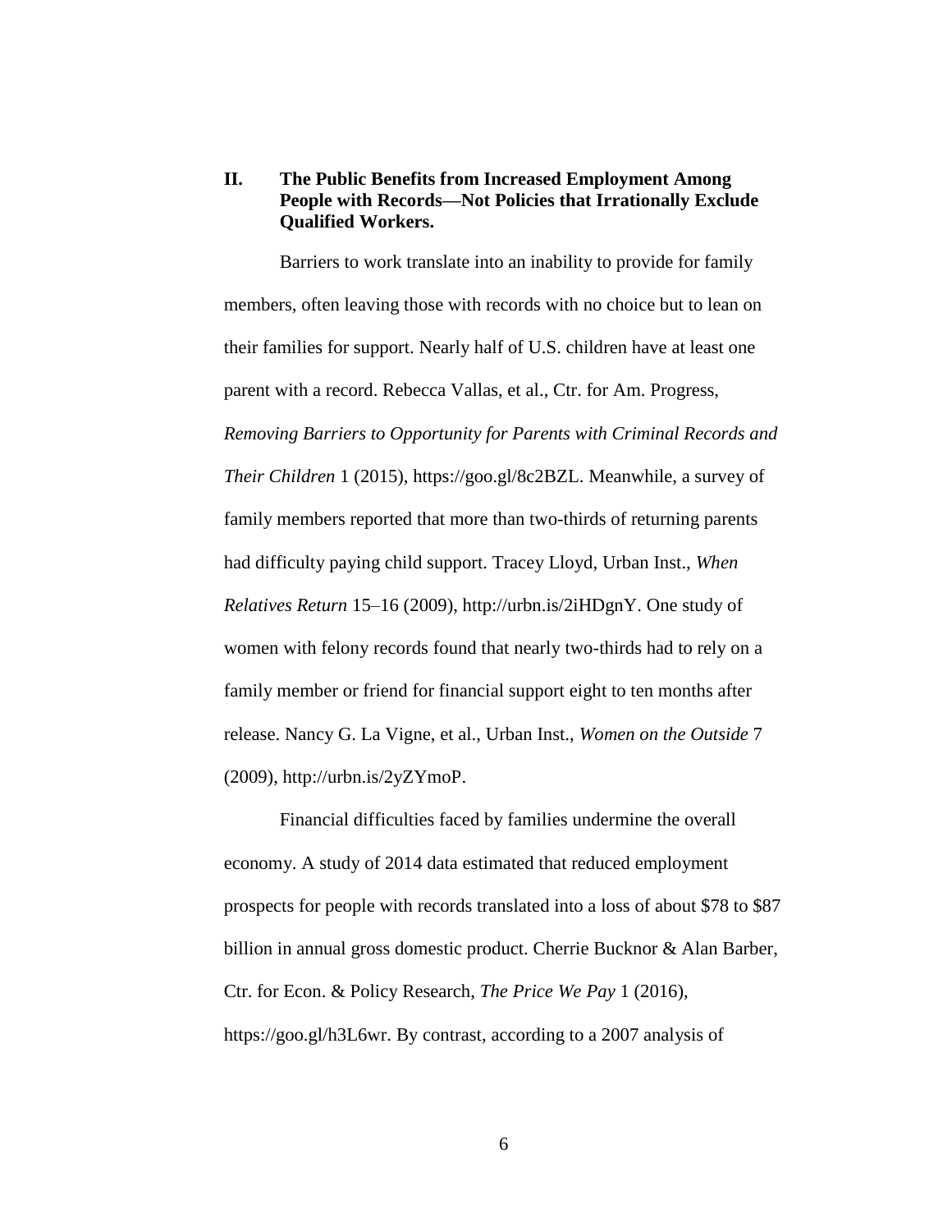## II. The Public Benefits from Increased Employment Among People with Records—Not Policies that Irrationally Exclude Qualified Workers.

Barriers to work translate into an inability to provide for family members, often leaving those with records with no choice but to lean on their families for support. Nearly half of U.S. children have at least one parent with a record. Rebecca Vallas, et al., Ctr. for Am. Progress, *Removing Barriers to Opportunity for Parents with Criminal Records and Their Children* 1 (2015), https://goo.gl/8c2BZL. Meanwhile, a survey of family members reported that more than two-thirds of returning parents had difficulty paying child support. Tracey Lloyd, Urban Inst., *When Relatives Return* 15–16 (2009), http://urbn.is/2iHDgnY. One study of women with felony records found that nearly two-thirds had to rely on a family member or friend for financial support eight to ten months after release. Nancy G. La Vigne, et al., Urban Inst., *Women on the Outside* 7 (2009), http://urbn.is/2yZYmoP.

Financial difficulties faced by families undermine the overall economy. A study of 2014 data estimated that reduced employment prospects for people with records translated into a loss of about $78 to $87 billion in annual gross domestic product. Cherrie Bucknor & Alan Barber, Ctr. for Econ. & Policy Research, *The Price We Pay* 1 (2016), https://goo.gl/h3L6wr. By contrast, according to a 2007 analysis of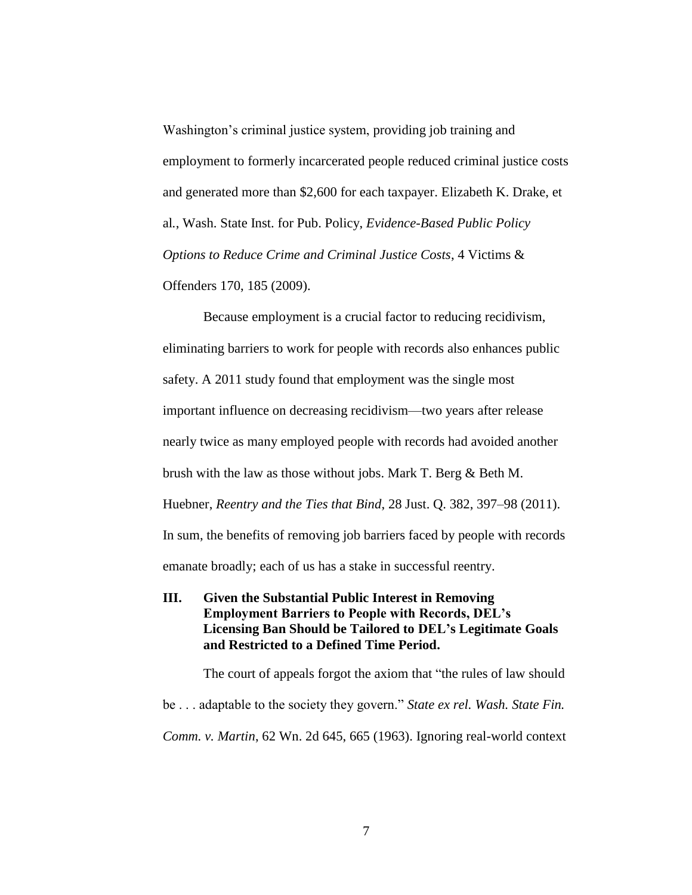Washington's criminal justice system, providing job training and employment to formerly incarcerated people reduced criminal justice costs and generated more than $2,600 for each taxpayer. Elizabeth K. Drake, et al., Wash. State Inst. for Pub. Policy, *Evidence-Based Public Policy Options to Reduce Crime and Criminal Justice Costs*, 4 Victims & Offenders 170, 185 (2009).

Because employment is a crucial factor to reducing recidivism, eliminating barriers to work for people with records also enhances public safety. A 2011 study found that employment was the single most important influence on decreasing recidivism—two years after release nearly twice as many employed people with records had avoided another brush with the law as those without jobs. Mark T. Berg & Beth M. Huebner, *Reentry and the Ties that Bind*, 28 Just. Q. 382, 397–98 (2011). In sum, the benefits of removing job barriers faced by people with records emanate broadly; each of us has a stake in successful reentry.

## III. Given the Substantial Public Interest in Removing Employment Barriers to People with Records, DEL's Licensing Ban Should be Tailored to DEL's Legitimate Goals and Restricted to a Defined Time Period.

The court of appeals forgot the axiom that "the rules of law should be . . . adaptable to the society they govern." *State ex rel. Wash. State Fin. Comm. v. Martin*, 62 Wn. 2d 645, 665 (1963). Ignoring real-world context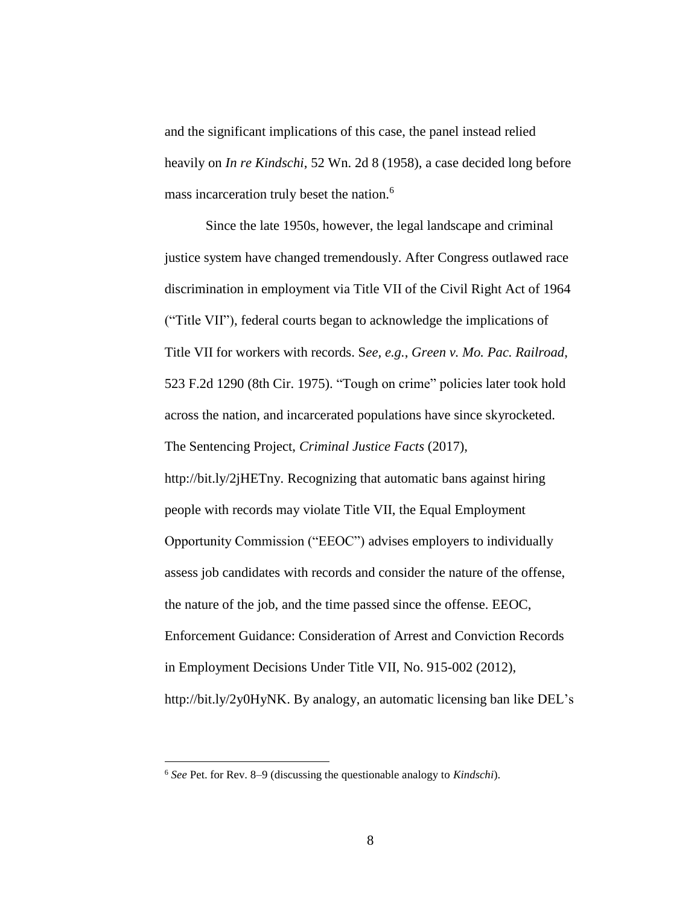and the significant implications of this case, the panel instead relied heavily on *In re Kindschi*, 52 Wn. 2d 8 (1958), a case decided long before mass incarceration truly beset the nation.[6]

Since the late 1950s, however, the legal landscape and criminal justice system have changed tremendously. After Congress outlawed race discrimination in employment via Title VII of the Civil Right Act of 1964 ("Title VII"), federal courts began to acknowledge the implications of Title VII for workers with records. S*ee, e.g.*, *Green v. Mo. Pac. Railroad*, 523 F.2d 1290 (8th Cir. 1975). "Tough on crime" policies later took hold across the nation, and incarcerated populations have since skyrocketed. The Sentencing Project, *Criminal Justice Facts* (2017), http://bit.ly/2jHETny. Recognizing that automatic bans against hiring people with records may violate Title VII, the Equal Employment Opportunity Commission ("EEOC") advises employers to individually assess job candidates with records and consider the nature of the offense, the nature of the job, and the time passed since the offense. EEOC, Enforcement Guidance: Consideration of Arrest and Conviction Records in Employment Decisions Under Title VII, No. 915-002 (2012), http://bit.ly/2y0HyNK. By analogy, an automatic licensing ban like DEL's

---

[6] *See* Pet. for Rev. 8–9 (discussing the questionable analogy to *Kindschi*).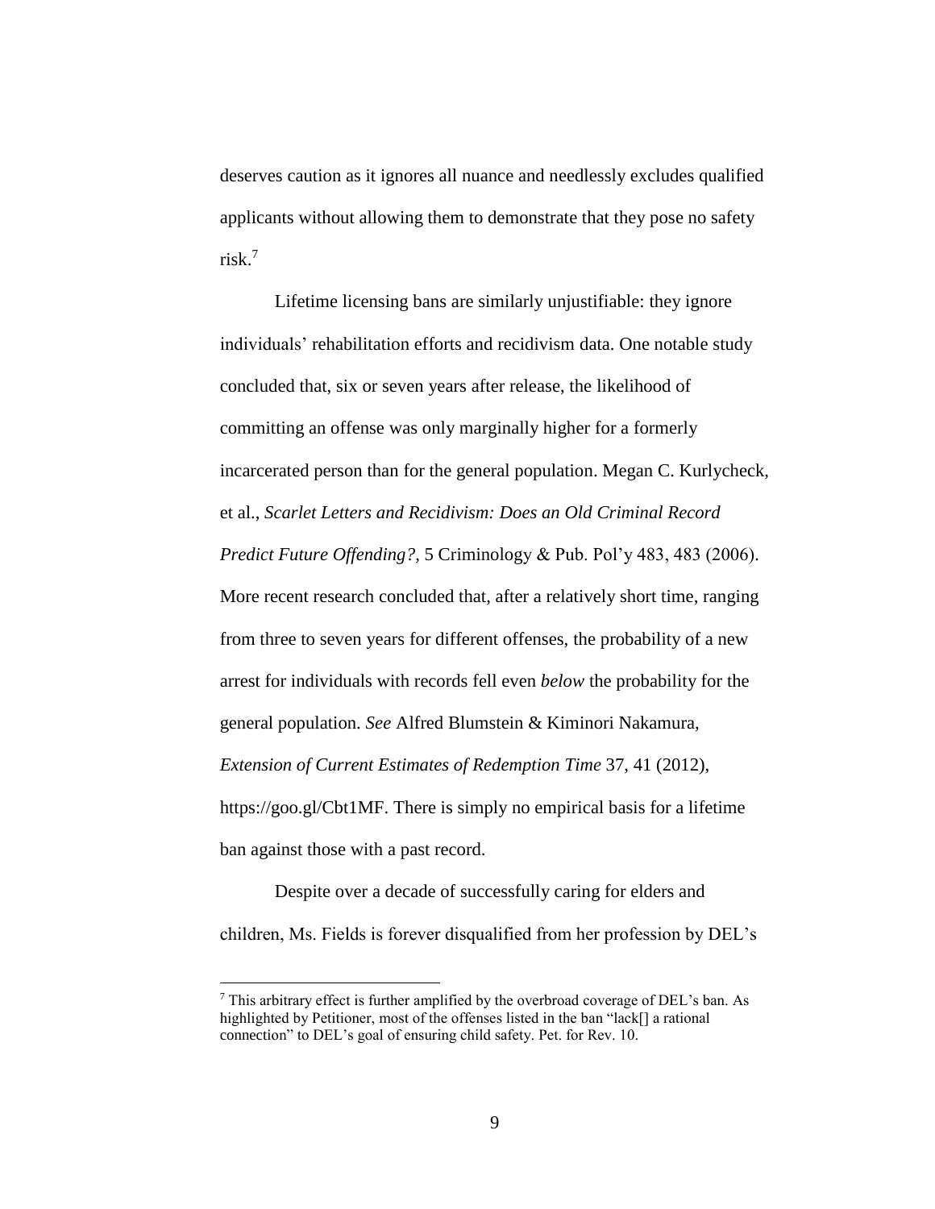deserves caution as it ignores all nuance and needlessly excludes qualified applicants without allowing them to demonstrate that they pose no safety risk.[7]

Lifetime licensing bans are similarly unjustifiable: they ignore individuals' rehabilitation efforts and recidivism data. One notable study concluded that, six or seven years after release, the likelihood of committing an offense was only marginally higher for a formerly incarcerated person than for the general population. Megan C. Kurlycheck, et al., *Scarlet Letters and Recidivism: Does an Old Criminal Record Predict Future Offending?*, 5 Criminology & Pub. Pol'y 483, 483 (2006). More recent research concluded that, after a relatively short time, ranging from three to seven years for different offenses, the probability of a new arrest for individuals with records fell even *below* the probability for the general population. *See* Alfred Blumstein & Kiminori Nakamura, *Extension of Current Estimates of Redemption Time* 37, 41 (2012), https://goo.gl/Cbt1MF. There is simply no empirical basis for a lifetime ban against those with a past record.

Despite over a decade of successfully caring for elders and children, Ms. Fields is forever disqualified from her profession by DEL's

---

[7] This arbitrary effect is further amplified by the overbroad coverage of DEL's ban. As highlighted by Petitioner, most of the offenses listed in the ban "lack[] a rational connection" to DEL's goal of ensuring child safety. Pet. for Rev. 10.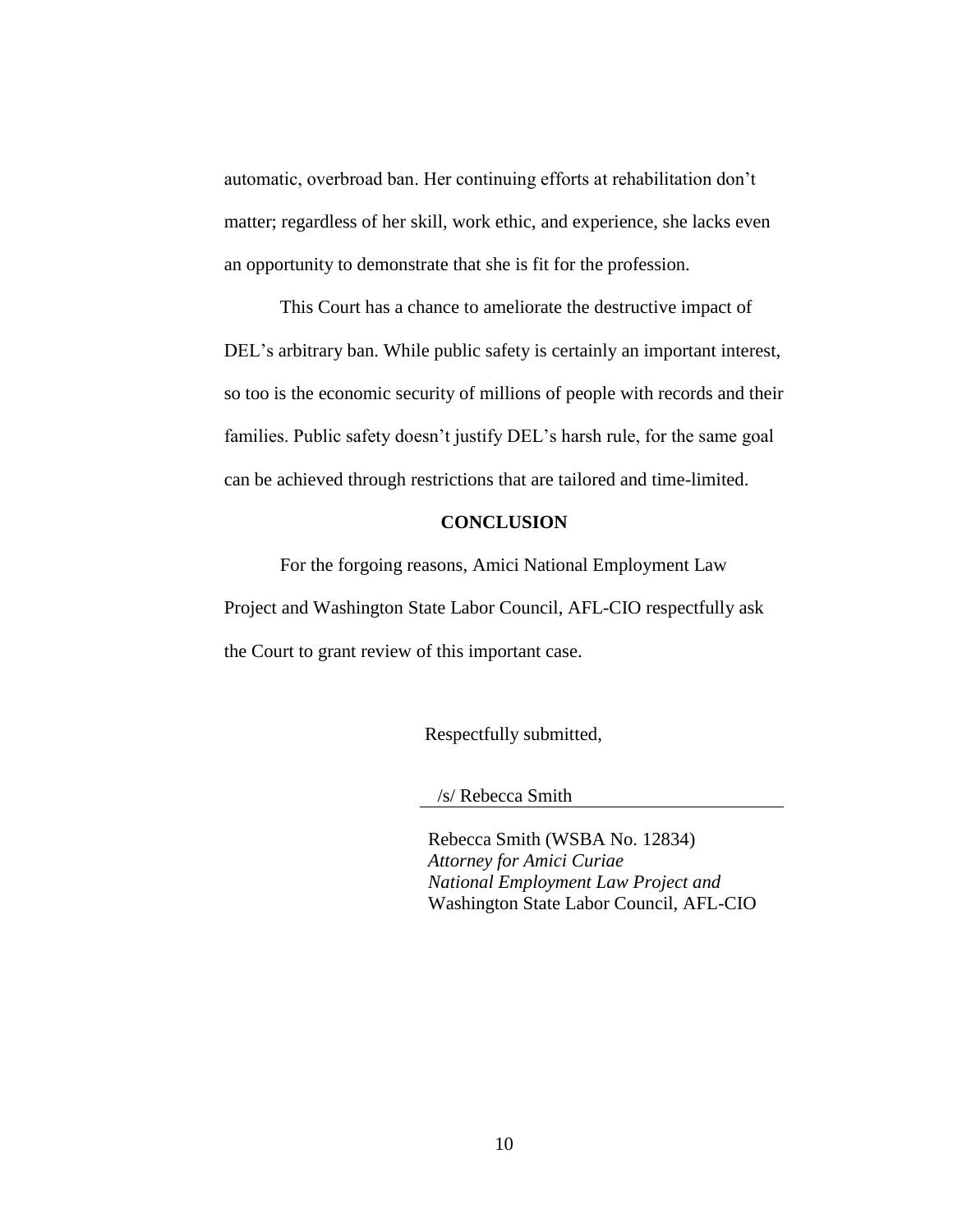automatic, overbroad ban. Her continuing efforts at rehabilitation don't matter; regardless of her skill, work ethic, and experience, she lacks even an opportunity to demonstrate that she is fit for the profession.

This Court has a chance to ameliorate the destructive impact of DEL's arbitrary ban. While public safety is certainly an important interest, so too is the economic security of millions of people with records and their families. Public safety doesn't justify DEL's harsh rule, for the same goal can be achieved through restrictions that are tailored and time-limited.

## CONCLUSION

For the forgoing reasons, Amici National Employment Law Project and Washington State Labor Council, AFL-CIO respectfully ask the Court to grant review of this important case.

Respectfully submitted,

/s/ Rebecca Smith

Rebecca Smith (WSBA No. 12834)
*Attorney for Amici Curiae*
*National Employment Law Project and*
Washington State Labor Council, AFL-CIO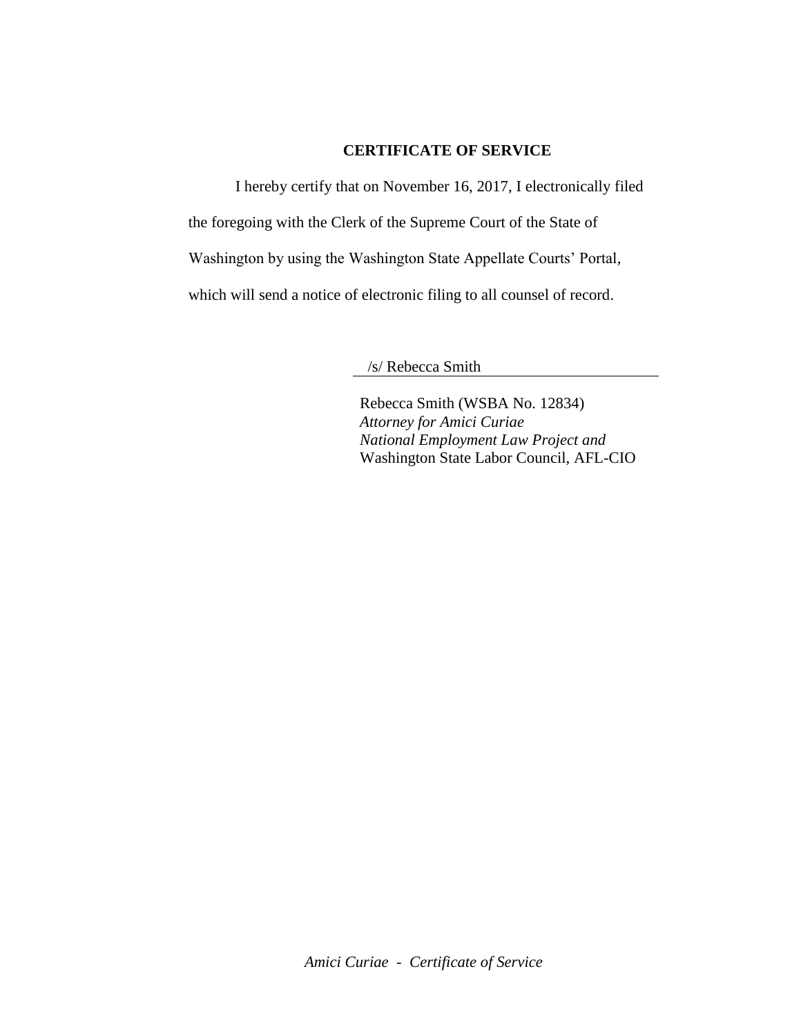## CERTIFICATE OF SERVICE

I hereby certify that on November 16, 2017, I electronically filed the foregoing with the Clerk of the Supreme Court of the State of Washington by using the Washington State Appellate Courts' Portal, which will send a notice of electronic filing to all counsel of record.

/s/ Rebecca Smith

Rebecca Smith (WSBA No. 12834)
*Attorney for Amici Curiae*
*National Employment Law Project and*
Washington State Labor Council, AFL-CIO